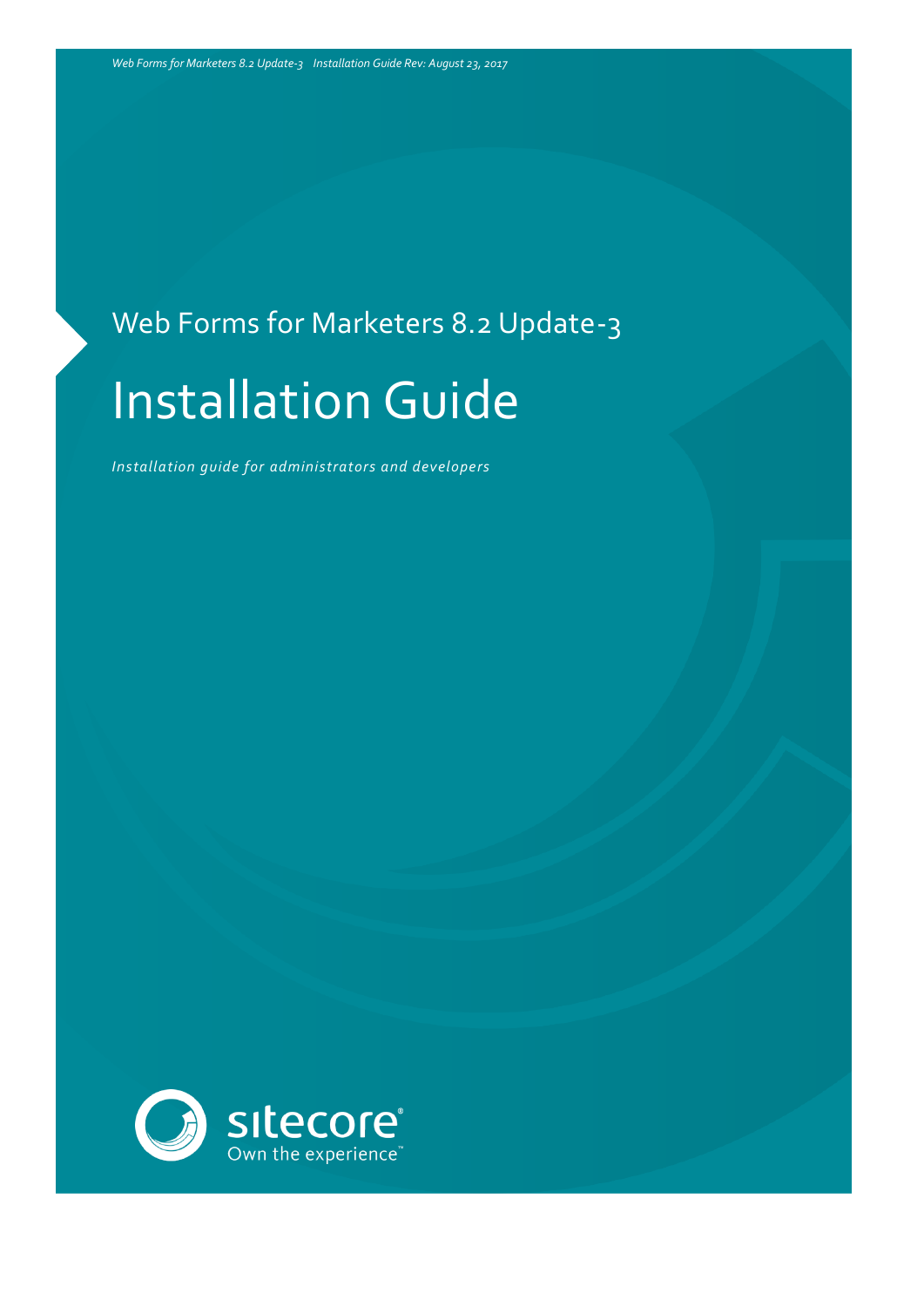*Web Forms for Marketers 8.2 Update-3 Installation Guide Rev: August 23, 2017*

## Web Forms for Marketers 8.2 Update-3

# Installation Guide

*Installation guide for administrators and developers*

sitecore®
Own the experience™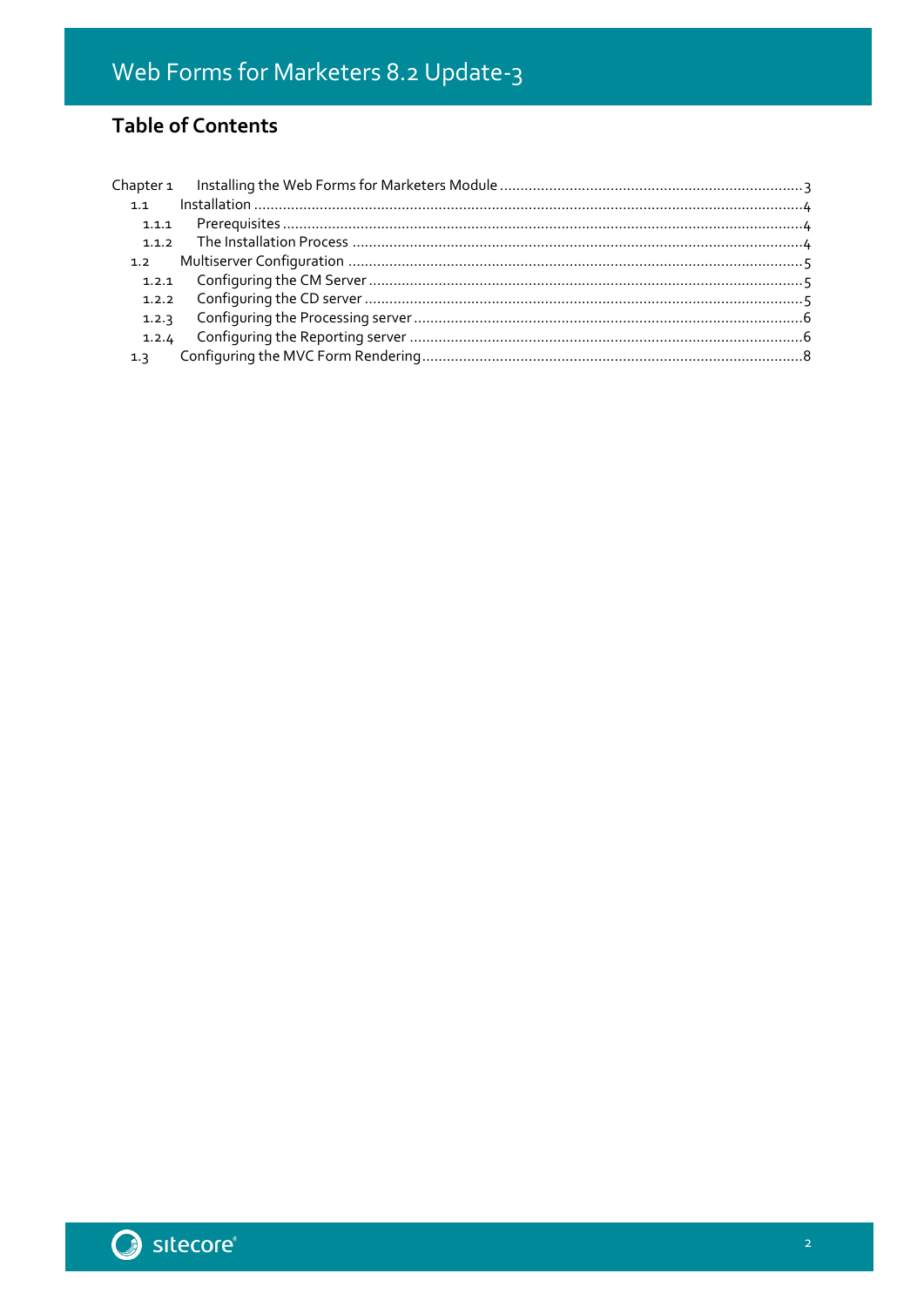## Table of Contents

- Chapter 1 Installing the Web Forms for Marketers Module ..... 3
  - 1.1 Installation ..... 4
    - 1.1.1 Prerequisites ..... 4
    - 1.1.2 The Installation Process ..... 4
  - 1.2 Multiserver Configuration ..... 5
    - 1.2.1 Configuring the CM Server ..... 5
    - 1.2.2 Configuring the CD server ..... 5
    - 1.2.3 Configuring the Processing server ..... 6
    - 1.2.4 Configuring the Reporting server ..... 6
  - 1.3 Configuring the MVC Form Rendering ..... 8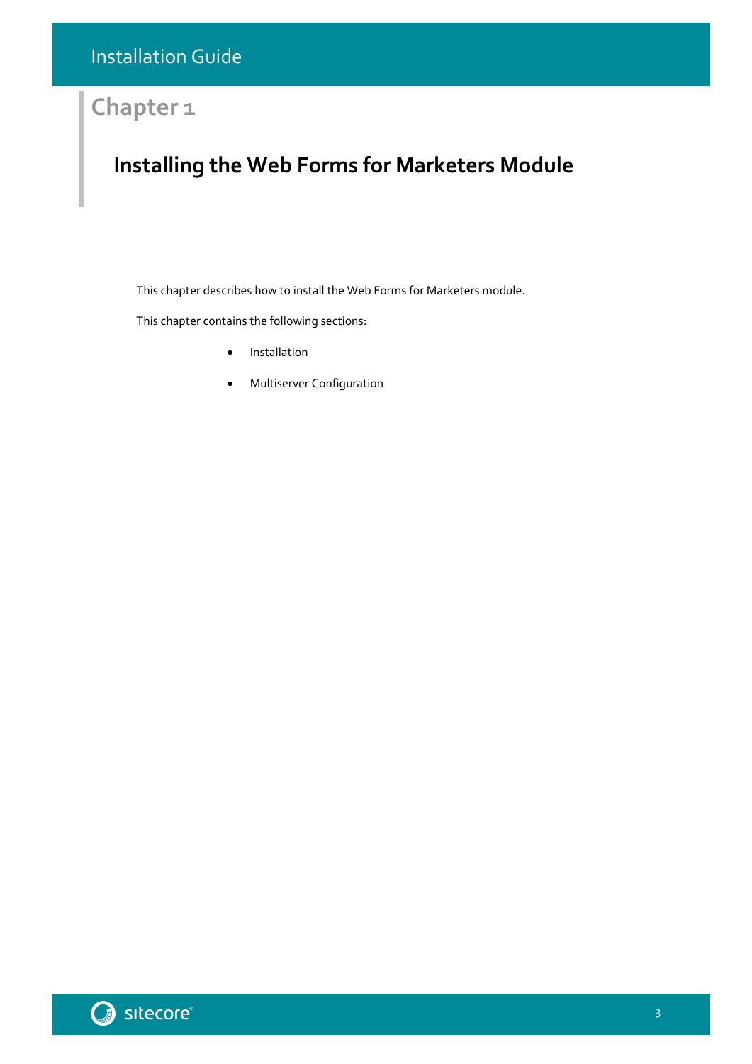# Chapter 1

## Installing the Web Forms for Marketers Module

This chapter describes how to install the Web Forms for Marketers module.

This chapter contains the following sections:

- Installation
- Multiserver Configuration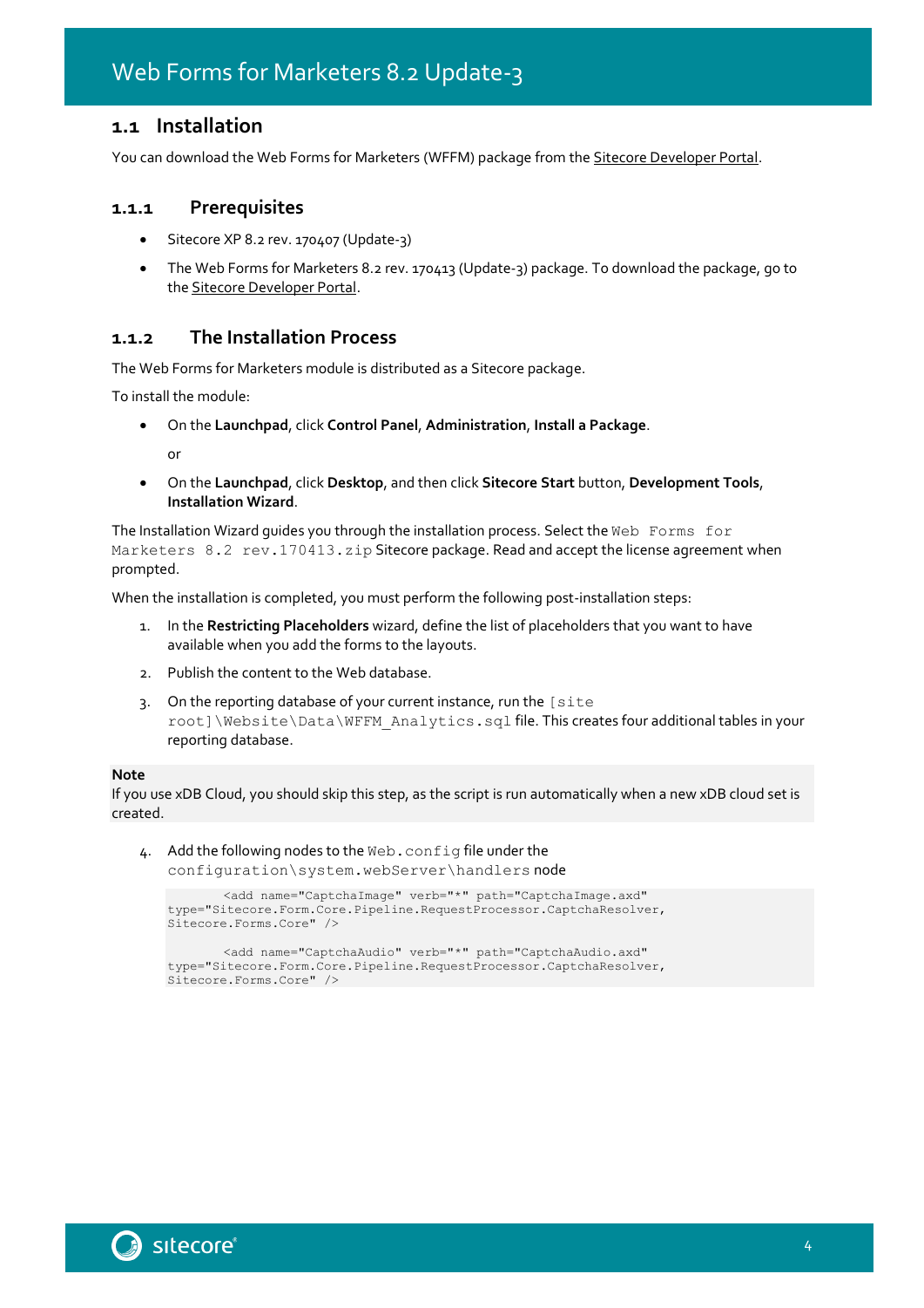# Web Forms for Marketers 8.2 Update-3

## 1.1 Installation

You can download the Web Forms for Marketers (WFFM) package from the Sitecore Developer Portal.

### 1.1.1 Prerequisites

- Sitecore XP 8.2 rev. 170407 (Update-3)
- The Web Forms for Marketers 8.2 rev. 170413 (Update-3) package. To download the package, go to the Sitecore Developer Portal.

### 1.1.2 The Installation Process

The Web Forms for Marketers module is distributed as a Sitecore package.

To install the module:

- On the **Launchpad**, click **Control Panel**, **Administration**, **Install a Package**.

  or

- On the **Launchpad**, click **Desktop**, and then click **Sitecore Start** button, **Development Tools**, **Installation Wizard**.

The Installation Wizard guides you through the installation process. Select the `Web Forms for Marketers 8.2 rev.170413.zip` Sitecore package. Read and accept the license agreement when prompted.

When the installation is completed, you must perform the following post-installation steps:

1. In the **Restricting Placeholders** wizard, define the list of placeholders that you want to have available when you add the forms to the layouts.
2. Publish the content to the Web database.
3. On the reporting database of your current instance, run the `[site root]\Website\Data\WFFM_Analytics.sql` file. This creates four additional tables in your reporting database.

**Note**
If you use xDB Cloud, you should skip this step, as the script is run automatically when a new xDB cloud set is created.

4. Add the following nodes to the `Web.config` file under the `configuration\system.webServer\handlers` node

```
        <add name="CaptchaImage" verb="*" path="CaptchaImage.axd"
type="Sitecore.Form.Core.Pipeline.RequestProcessor.CaptchaResolver,
Sitecore.Forms.Core" />

        <add name="CaptchaAudio" verb="*" path="CaptchaAudio.axd"
type="Sitecore.Form.Core.Pipeline.RequestProcessor.CaptchaResolver,
Sitecore.Forms.Core" />
```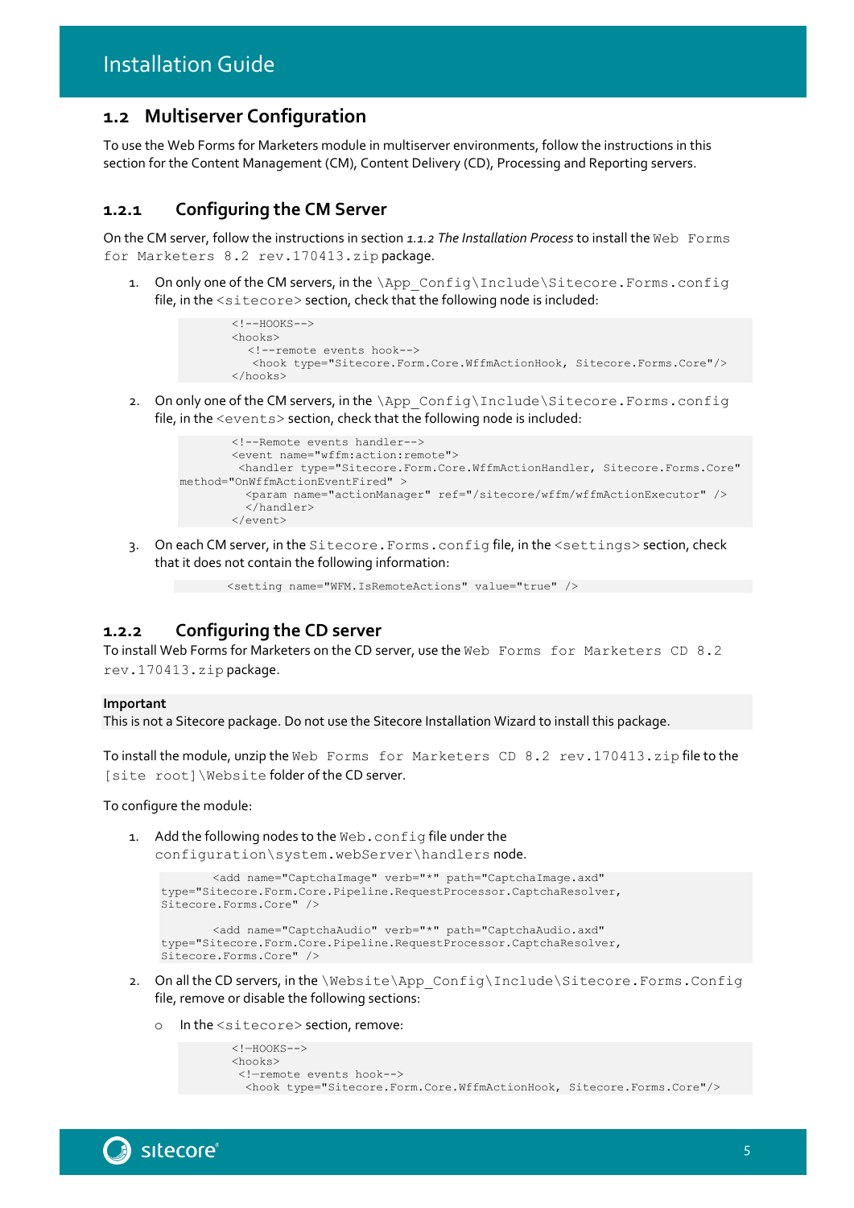## 1.2 Multiserver Configuration

To use the Web Forms for Marketers module in multiserver environments, follow the instructions in this section for the Content Management (CM), Content Delivery (CD), Processing and Reporting servers.

### 1.2.1 Configuring the CM Server

On the CM server, follow the instructions in section *1.1.2 The Installation Process* to install the `Web Forms for Marketers 8.2 rev.170413.zip` package.

1. On only one of the CM servers, in the `\App_Config\Include\Sitecore.Forms.config` file, in the `<sitecore>` section, check that the following node is included:

```
<!--HOOKS-->
<hooks>
  <!--remote events hook-->
   <hook type="Sitecore.Form.Core.WffmActionHook, Sitecore.Forms.Core"/>
</hooks>
```

2. On only one of the CM servers, in the `\App_Config\Include\Sitecore.Forms.config` file, in the `<events>` section, check that the following node is included:

```
<!--Remote events handler-->
<event name="wffm:action:remote">
 <handler type="Sitecore.Form.Core.WffmActionHandler, Sitecore.Forms.Core"
method="OnWffmActionEventFired" >
  <param name="actionManager" ref="/sitecore/wffm/wffmActionExecutor" />
  </handler>
</event>
```

3. On each CM server, in the `Sitecore.Forms.config` file, in the `<settings>` section, check that it does not contain the following information:

```
<setting name="WFM.IsRemoteActions" value="true" />
```

### 1.2.2 Configuring the CD server

To install Web Forms for Marketers on the CD server, use the `Web Forms for Marketers CD 8.2 rev.170413.zip` package.

**Important**
This is not a Sitecore package. Do not use the Sitecore Installation Wizard to install this package.

To install the module, unzip the `Web Forms for Marketers CD 8.2 rev.170413.zip` file to the `[site root]\Website` folder of the CD server.

To configure the module:

1. Add the following nodes to the `Web.config` file under the `configuration\system.webServer\handlers` node.

```
<add name="CaptchaImage" verb="*" path="CaptchaImage.axd"
type="Sitecore.Form.Core.Pipeline.RequestProcessor.CaptchaResolver,
Sitecore.Forms.Core" />

<add name="CaptchaAudio" verb="*" path="CaptchaAudio.axd"
type="Sitecore.Form.Core.Pipeline.RequestProcessor.CaptchaResolver,
Sitecore.Forms.Core" />
```

2. On all the CD servers, in the `\Website\App_Config\Include\Sitecore.Forms.Config` file, remove or disable the following sections:

   - In the `<sitecore>` section, remove:

```
<!—HOOKS-->
<hooks>
 <!—remote events hook-->
  <hook type="Sitecore.Form.Core.WffmActionHook, Sitecore.Forms.Core"/>
```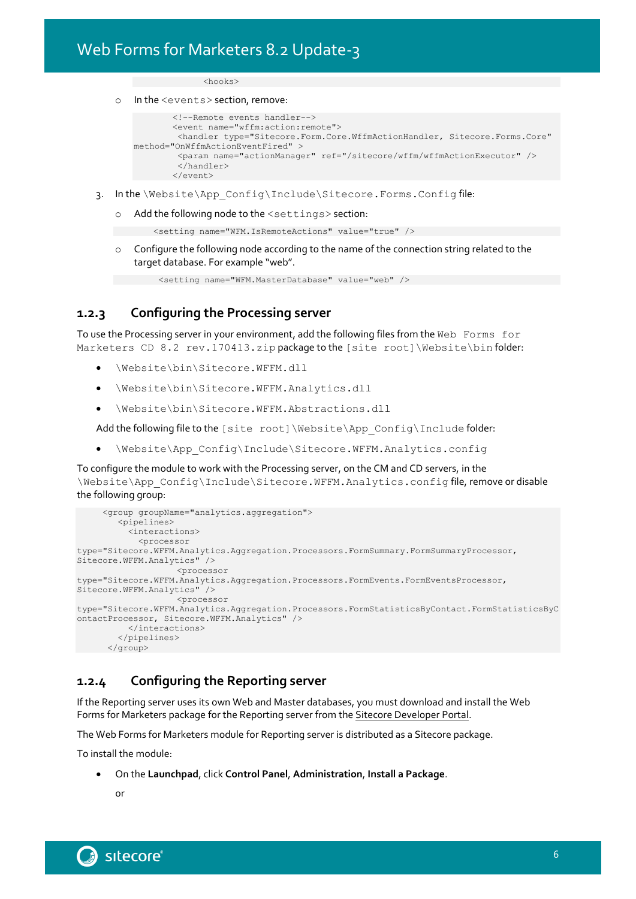```
<hooks>
```

- In the `<events>` section, remove:

```
        <!--Remote events handler-->
        <event name="wffm:action:remote">
         <handler type="Sitecore.Form.Core.WffmActionHandler, Sitecore.Forms.Core"
method="OnWffmActionEventFired" >
         <param name="actionManager" ref="/sitecore/wffm/wffmActionExecutor" />
         </handler>
        </event>
```

3. In the `\Website\App_Config\Include\Sitecore.Forms.Config` file:

   - Add the following node to the `<settings>` section:

```
<setting name="WFM.IsRemoteActions" value="true" />
```

   - Configure the following node according to the name of the connection string related to the target database. For example "web".

```
<setting name="WFM.MasterDatabase" value="web" />
```

### 1.2.3 Configuring the Processing server

To use the Processing server in your environment, add the following files from the `Web Forms for Marketers CD 8.2 rev.170413.zip` package to the `[site root]\Website\bin` folder:

- `\Website\bin\Sitecore.WFFM.dll`
- `\Website\bin\Sitecore.WFFM.Analytics.dll`
- `\Website\bin\Sitecore.WFFM.Abstractions.dll`

Add the following file to the `[site root]\Website\App_Config\Include` folder:

- `\Website\App_Config\Include\Sitecore.WFFM.Analytics.config`

To configure the module to work with the Processing server, on the CM and CD servers, in the `\Website\App_Config\Include\Sitecore.WFFM.Analytics.config` file, remove or disable the following group:

```
     <group groupName="analytics.aggregation">
        <pipelines>
          <interactions>
            <processor
type="Sitecore.WFFM.Analytics.Aggregation.Processors.FormSummary.FormSummaryProcessor,
Sitecore.WFFM.Analytics" />
                    <processor
type="Sitecore.WFFM.Analytics.Aggregation.Processors.FormEvents.FormEventsProcessor,
Sitecore.WFFM.Analytics" />
                    <processor
type="Sitecore.WFFM.Analytics.Aggregation.Processors.FormStatisticsByContact.FormStatisticsByC
ontactProcessor, Sitecore.WFFM.Analytics" />
          </interactions>
        </pipelines>
      </group>
```

### 1.2.4 Configuring the Reporting server

If the Reporting server uses its own Web and Master databases, you must download and install the Web Forms for Marketers package for the Reporting server from the Sitecore Developer Portal.

The Web Forms for Marketers module for Reporting server is distributed as a Sitecore package.

To install the module:

- On the **Launchpad**, click **Control Panel**, **Administration**, **Install a Package**.

  or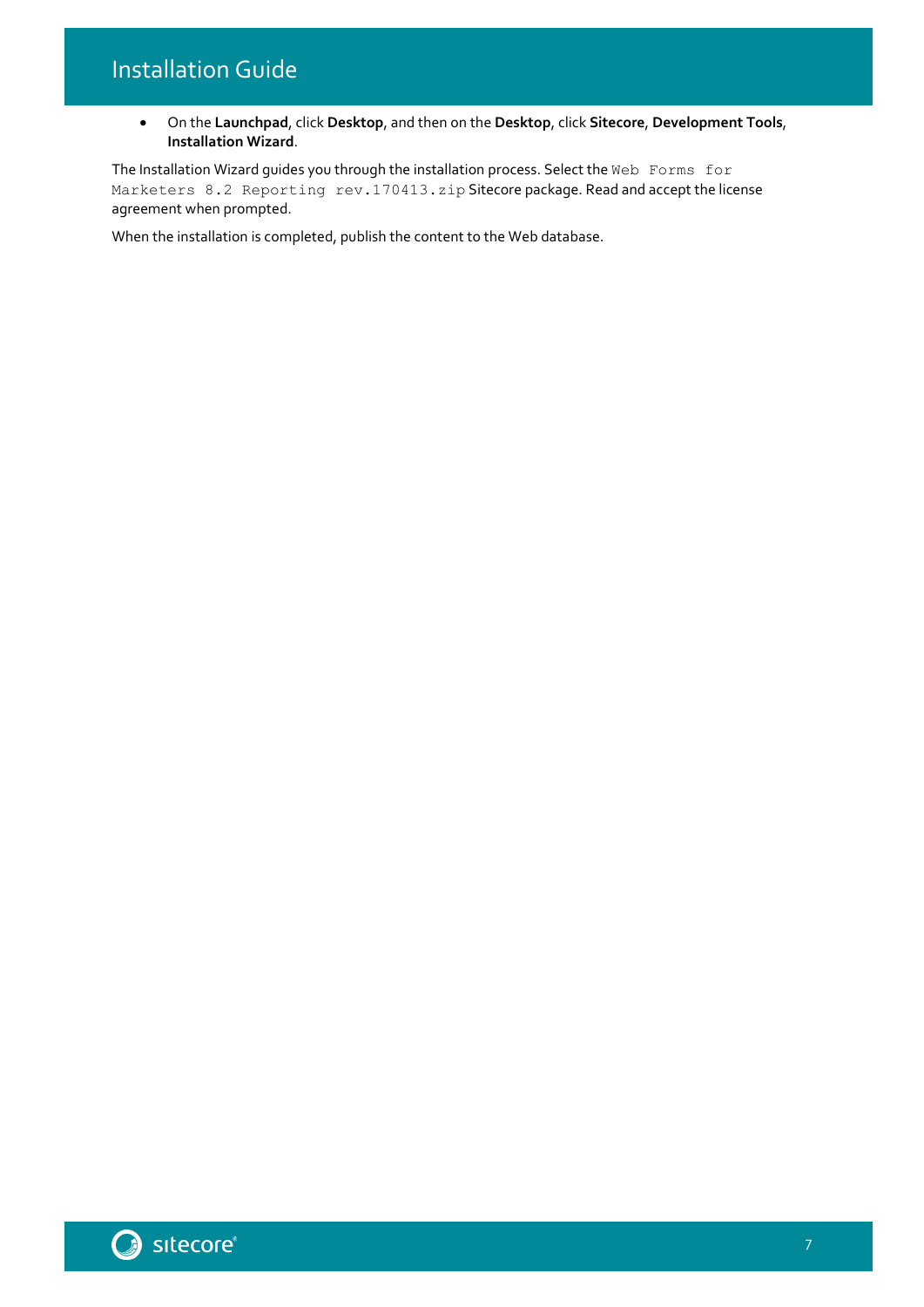- On the **Launchpad**, click **Desktop**, and then on the **Desktop**, click **Sitecore**, **Development Tools**, **Installation Wizard**.

The Installation Wizard guides you through the installation process. Select the `Web Forms for Marketers 8.2 Reporting rev.170413.zip` Sitecore package. Read and accept the license agreement when prompted.

When the installation is completed, publish the content to the Web database.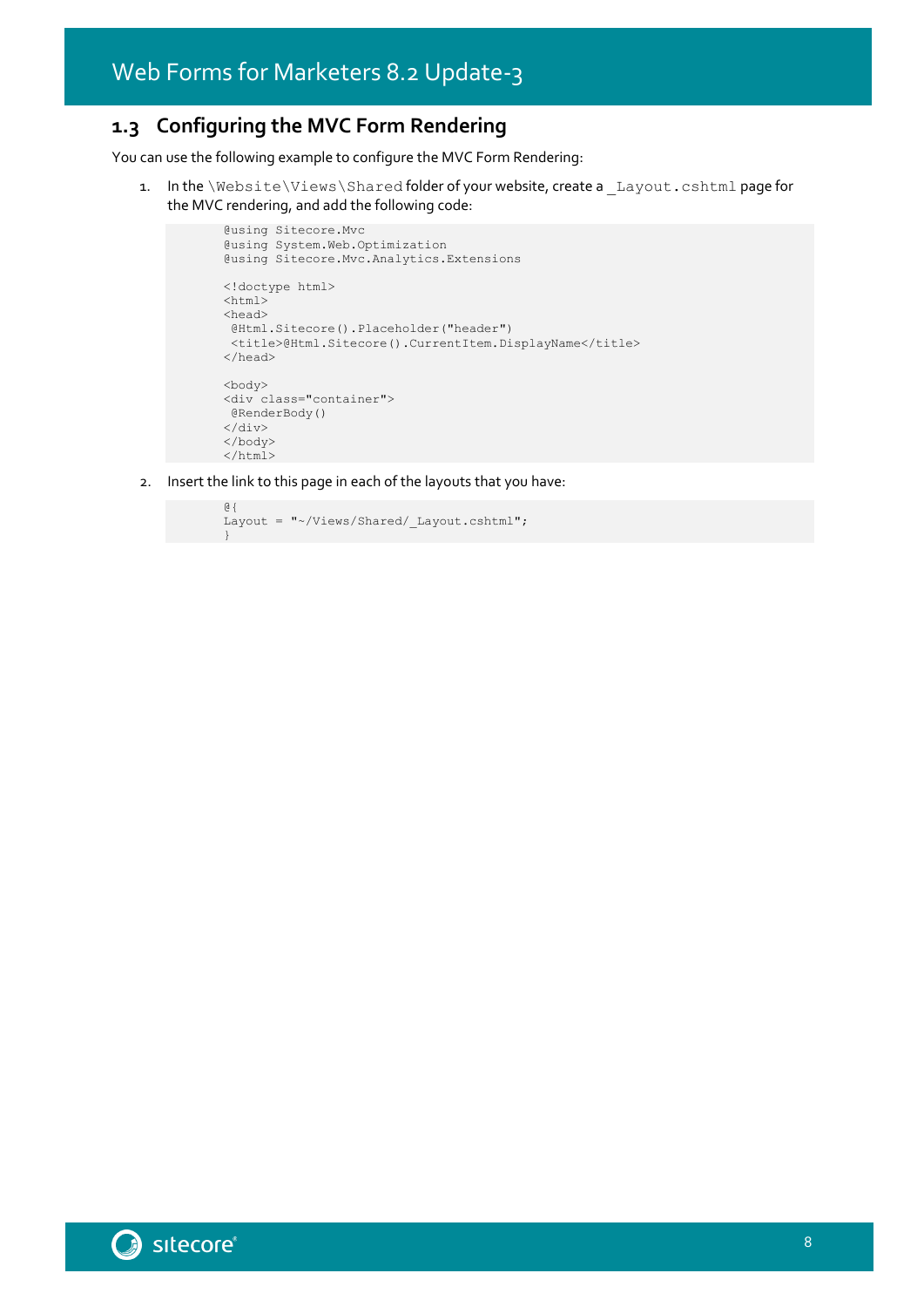## 1.3 Configuring the MVC Form Rendering

You can use the following example to configure the MVC Form Rendering:

1. In the `\Website\Views\Shared` folder of your website, create a `_Layout.cshtml` page for the MVC rendering, and add the following code:

```
@using Sitecore.Mvc
@using System.Web.Optimization
@using Sitecore.Mvc.Analytics.Extensions

<!doctype html>
<html>
<head>
 @Html.Sitecore().Placeholder("header")
 <title>@Html.Sitecore().CurrentItem.DisplayName</title>
</head>

<body>
<div class="container">
 @RenderBody()
</div>
</body>
</html>
```

2. Insert the link to this page in each of the layouts that you have:

```
@{
Layout = "~/Views/Shared/_Layout.cshtml";
}
```